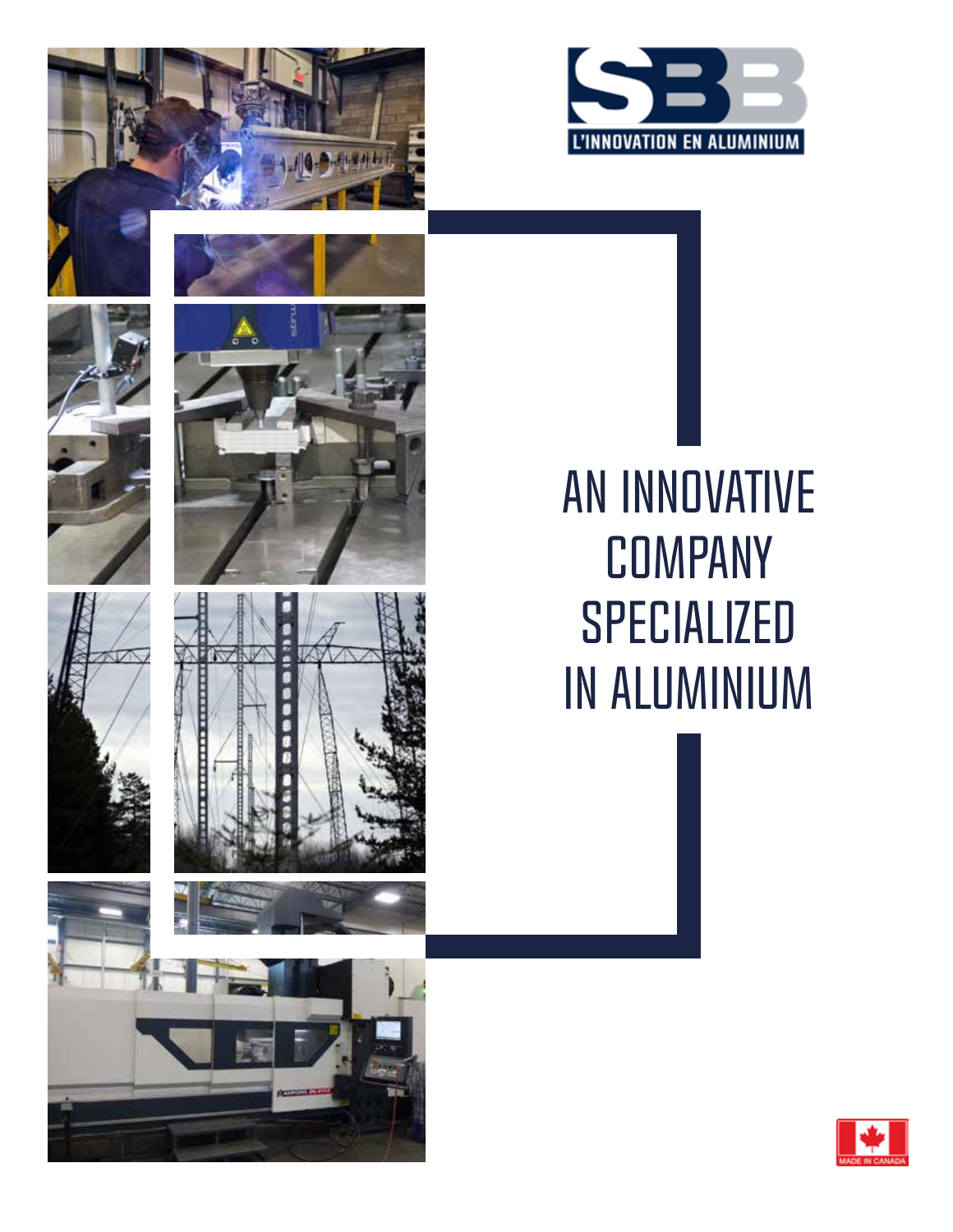SBB

L'INNOVATION EN ALUMINIUM

# AN INNOVATIVE COMPANY SPECIALIZED IN ALUMINIUM

MADE IN CANADA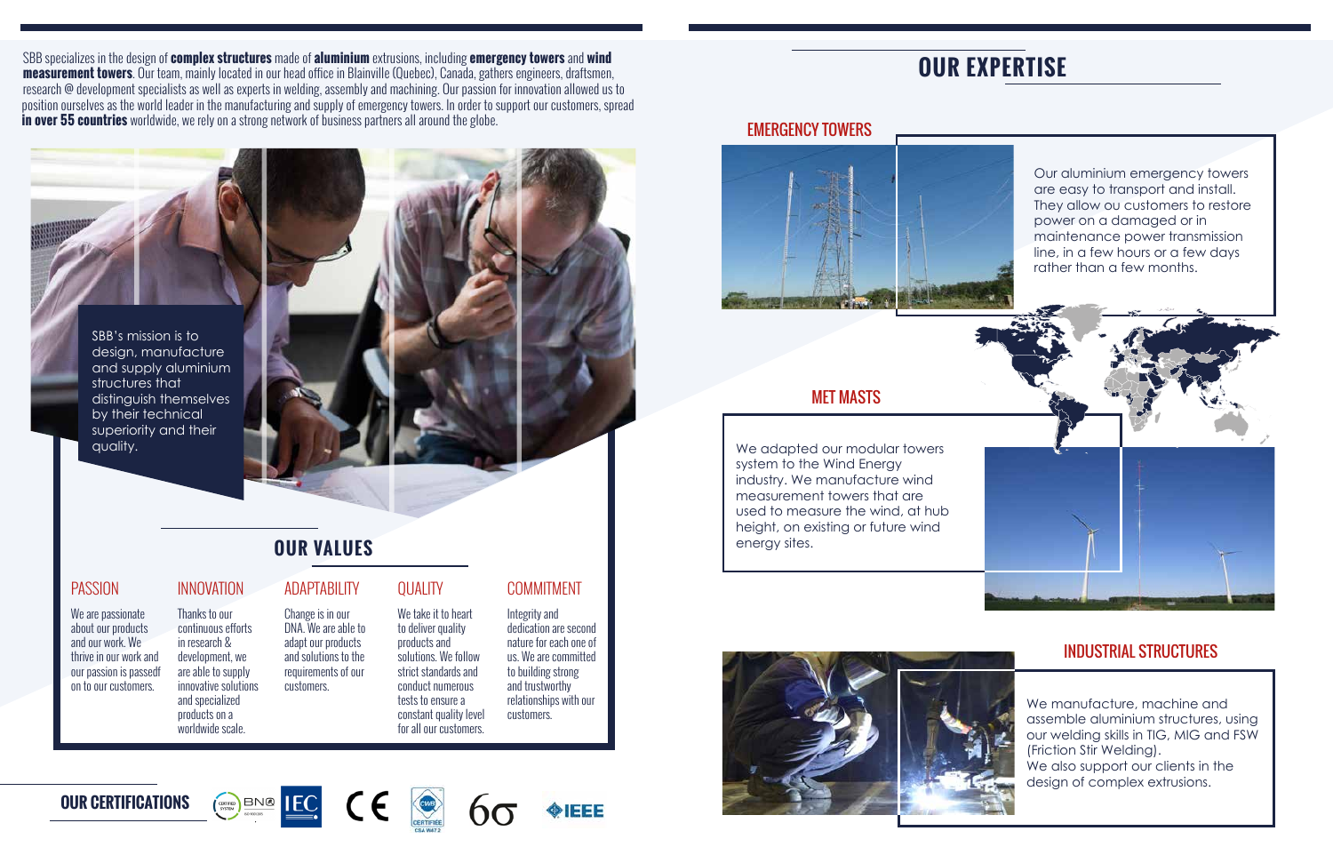SBB specializes in the design of **complex structures** made of **aluminium** extrusions, including **emergency towers** and **wind measurement towers**. Our team, mainly located in our head office in Blainville (Quebec), Canada, gathers engineers, draftsmen, research @ development specialists as well as experts in welding, assembly and machining. Our passion for innovation allowed us to position ourselves as the world leader in the manufacturing and supply of emergency towers. In order to support our customers, spread **in over 55 countries** worldwide, we rely on a strong network of business partners all around the globe.

SBB's mission is to design, manufacture and supply aluminium structures that distinguish themselves by their technical superiority and their quality.

## OUR VALUES

### PASSION

We are passionate about our products and our work. We thrive in our work and our passion is passedf on to our customers.

### INNOVATION

Thanks to our continuous efforts in research & development, we are able to supply innovative solutions and specialized products on a worldwide scale.

### ADAPTABILITY

Change is in our DNA. We are able to adapt our products and solutions to the requirements of our customers.

### QUALITY

We take it to heart to deliver quality products and solutions. We follow strict standards and conduct numerous tests to ensure a constant quality level for all our customers.

### COMMITMENT

Integrity and dedication are second nature for each one of us. We are committed to building strong and trustworthy relationships with our customers.

## OUR CERTIFICATIONS

BNQ · IEC · CE · CWB CERTIFIED CSA W47.2 · 6σ · IEEE

## OUR EXPERTISE

### EMERGENCY TOWERS

Our aluminium emergency towers are easy to transport and install. They allow ou customers to restore power on a damaged or in maintenance power transmission line, in a few hours or a few days rather than a few months.

### MET MASTS

We adapted our modular towers system to the Wind Energy industry. We manufacture wind measurement towers that are used to measure the wind, at hub height, on existing or future wind energy sites.

### INDUSTRIAL STRUCTURES

We manufacture, machine and assemble aluminium structures, using our welding skills in TIG, MIG and FSW (Friction Stir Welding).
We also support our clients in the design of complex extrusions.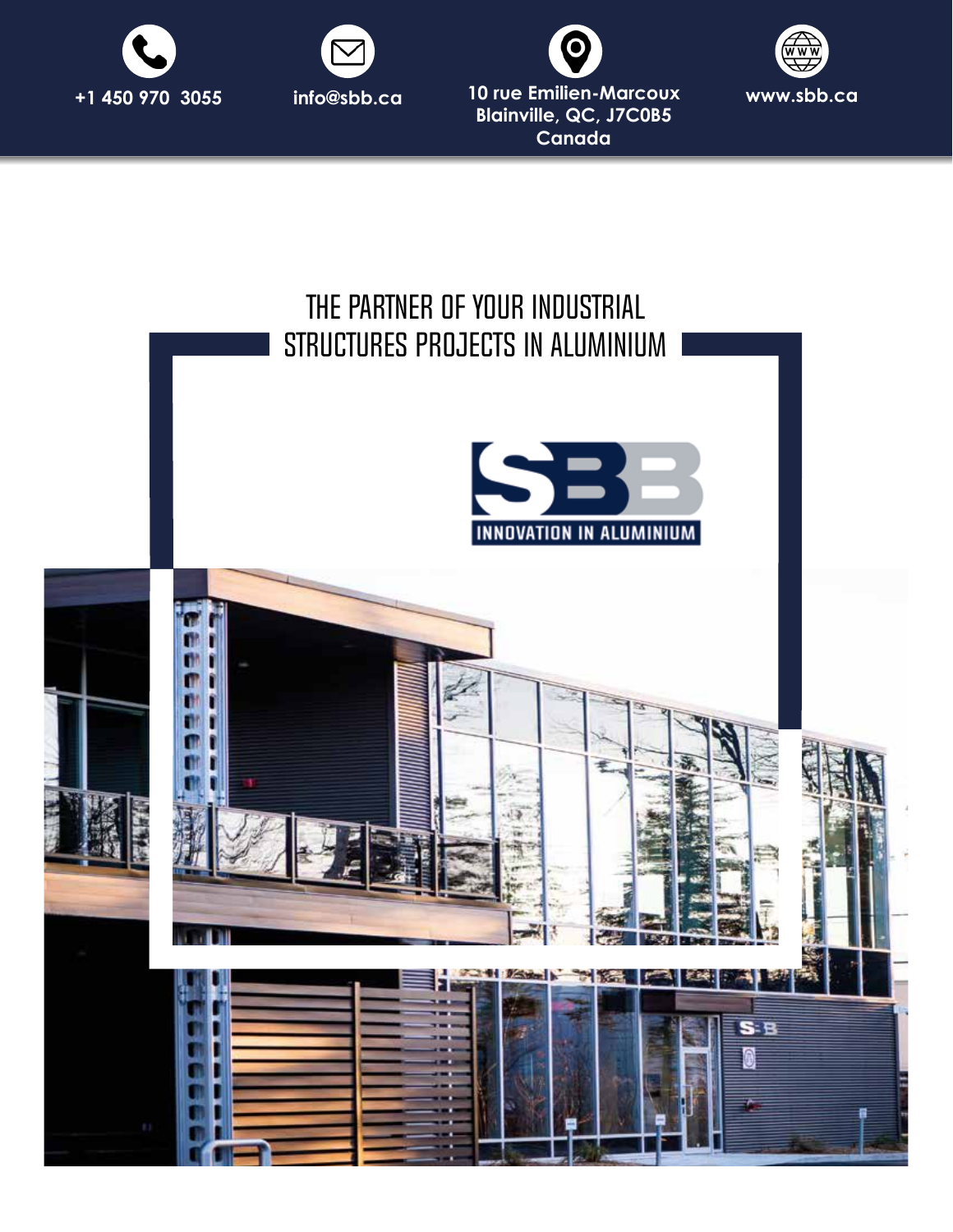+1 450 970 3055

info@sbb.ca

10 rue Emilien-Marcoux
Blainville, QC, J7C0B5
Canada

www.sbb.ca

# THE PARTNER OF YOUR INDUSTRIAL STRUCTURES PROJECTS IN ALUMINIUM

SBB

INNOVATION IN ALUMINIUM